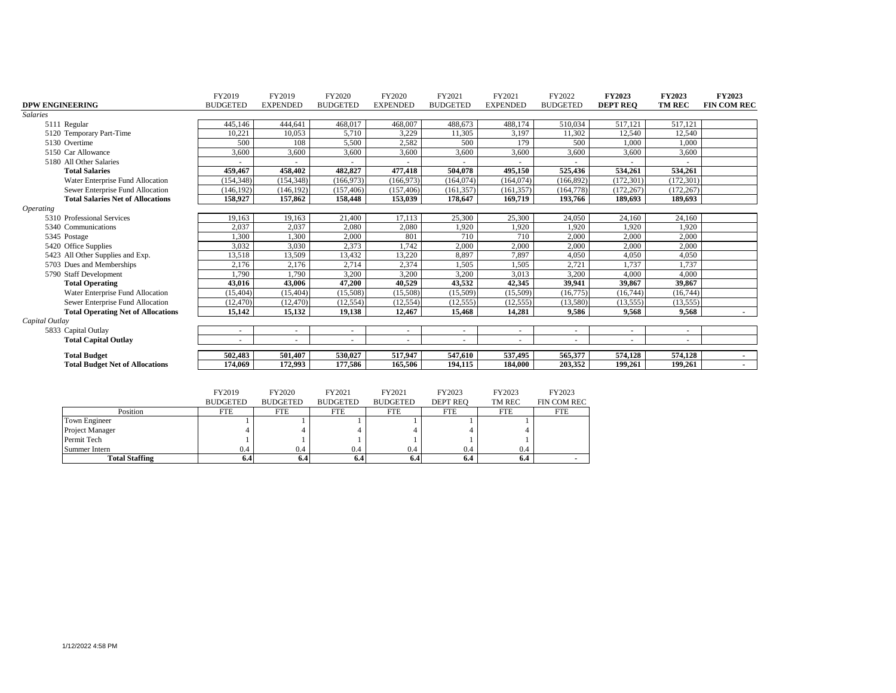| DPW ENGINEERING | FY2019 BUDGETED | FY2019 EXPENDED | FY2020 BUDGETED | FY2020 EXPENDED | FY2021 BUDGETED | FY2021 EXPENDED | FY2022 BUDGETED | **FY2023 DEPT REQ** | **FY2023 TM REC** | **FY2023 FIN COM REC** |
|---|---|---|---|---|---|---|---|---|---|---|
| *Salaries* | | | | | | | | | | |
| 5111 Regular | 445,146 | 444,641 | 468,017 | 468,007 | 488,673 | 488,174 | 510,034 | 517,121 | 517,121 | |
| 5120 Temporary Part-Time | 10,221 | 10,053 | 5,710 | 3,229 | 11,305 | 3,197 | 11,302 | 12,540 | 12,540 | |
| 5130 Overtime | 500 | 108 | 5,500 | 2,582 | 500 | 179 | 500 | 1,000 | 1,000 | |
| 5150 Car Allowance | 3,600 | 3,600 | 3,600 | 3,600 | 3,600 | 3,600 | 3,600 | 3,600 | 3,600 | |
| 5180 All Other Salaries | - | - | - | - | - | - | - | - | - | |
| **Total Salaries** | **459,467** | **458,402** | **482,827** | **477,418** | **504,078** | **495,150** | **525,436** | **534,261** | **534,261** | |
| Water Enterprise Fund Allocation | (154,348) | (154,348) | (166,973) | (166,973) | (164,074) | (164,074) | (166,892) | (172,301) | (172,301) | |
| Sewer Enterprise Fund Allocation | (146,192) | (146,192) | (157,406) | (157,406) | (161,357) | (161,357) | (164,778) | (172,267) | (172,267) | |
| **Total Salaries Net of Allocations** | **158,927** | **157,862** | **158,448** | **153,039** | **178,647** | **169,719** | **193,766** | **189,693** | **189,693** | |
| *Operating* | | | | | | | | | | |
| 5310 Professional Services | 19,163 | 19,163 | 21,400 | 17,113 | 25,300 | 25,300 | 24,050 | 24,160 | 24,160 | |
| 5340 Communications | 2,037 | 2,037 | 2,080 | 2,080 | 1,920 | 1,920 | 1,920 | 1,920 | 1,920 | |
| 5345 Postage | 1,300 | 1,300 | 2,000 | 801 | 710 | 710 | 2,000 | 2,000 | 2,000 | |
| 5420 Office Supplies | 3,032 | 3,030 | 2,373 | 1,742 | 2,000 | 2,000 | 2,000 | 2,000 | 2,000 | |
| 5423 All Other Supplies and Exp. | 13,518 | 13,509 | 13,432 | 13,220 | 8,897 | 7,897 | 4,050 | 4,050 | 4,050 | |
| 5703 Dues and Memberships | 2,176 | 2,176 | 2,714 | 2,374 | 1,505 | 1,505 | 2,721 | 1,737 | 1,737 | |
| 5790 Staff Development | 1,790 | 1,790 | 3,200 | 3,200 | 3,200 | 3,013 | 3,200 | 4,000 | 4,000 | |
| **Total Operating** | **43,016** | **43,006** | **47,200** | **40,529** | **43,532** | **42,345** | **39,941** | **39,867** | **39,867** | |
| Water Enterprise Fund Allocation | (15,404) | (15,404) | (15,508) | (15,508) | (15,509) | (15,509) | (16,775) | (16,744) | (16,744) | |
| Sewer Enterprise Fund Allocation | (12,470) | (12,470) | (12,554) | (12,554) | (12,555) | (12,555) | (13,580) | (13,555) | (13,555) | |
| **Total Operating Net of Allocations** | **15,142** | **15,132** | **19,138** | **12,467** | **15,468** | **14,281** | **9,586** | **9,568** | **9,568** | **-** |
| *Capital Outlay* | | | | | | | | | | |
| 5833 Capital Outlay | - | - | - | - | - | - | - | - | - | |
| **Total Capital Outlay** | - | - | - | - | - | - | - | - | - | |
| **Total Budget** | **502,483** | **501,407** | **530,027** | **517,947** | **547,610** | **537,495** | **565,377** | **574,128** | **574,128** | **-** |
| **Total Budget Net of Allocations** | **174,069** | **172,993** | **177,586** | **165,506** | **194,115** | **184,000** | **203,352** | **199,261** | **199,261** | **-** |

| | FY2019 BUDGETED | FY2020 BUDGETED | FY2021 BUDGETED | FY2021 BUDGETED | FY2023 DEPT REQ | FY2023 TM REC | FY2023 FIN COM REC |
|---|---|---|---|---|---|---|---|
| Position | FTE | FTE | FTE | FTE | FTE | FTE | FTE |
| Town Engineer | 1 | 1 | 1 | 1 | 1 | 1 | |
| Project Manager | 4 | 4 | 4 | 4 | 4 | 4 | |
| Permit Tech | 1 | 1 | 1 | 1 | 1 | 1 | |
| Summer Intern | 0.4 | 0.4 | 0.4 | 0.4 | 0.4 | 0.4 | |
| **Total Staffing** | **6.4** | **6.4** | **6.4** | **6.4** | **6.4** | **6.4** | **-** |

1/12/2022 4:58 PM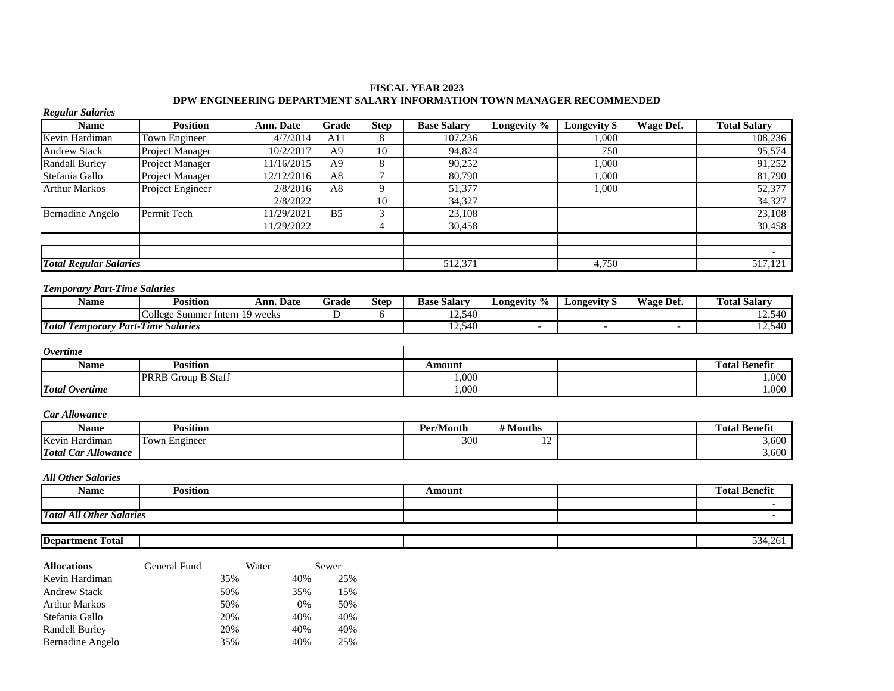**FISCAL YEAR 2023**

**DPW ENGINEERING DEPARTMENT SALARY INFORMATION TOWN MANAGER RECOMMENDED**

***Regular Salaries***

| Name | Position | Ann. Date | Grade | Step | Base Salary | Longevity % | Longevity $ | Wage Def. | Total Salary |
|---|---|---|---|---|---|---|---|---|---|
| Kevin Hardiman | Town Engineer | 4/7/2014 | A11 | 8 | 107,236 | | 1,000 | | 108,236 |
| Andrew Stack | Project Manager | 10/2/2017 | A9 | 10 | 94,824 | | 750 | | 95,574 |
| Randall Burley | Project Manager | 11/16/2015 | A9 | 8 | 90,252 | | 1,000 | | 91,252 |
| Stefania Gallo | Project Manager | 12/12/2016 | A8 | 7 | 80,790 | | 1,000 | | 81,790 |
| Arthur Markos | Project Engineer | 2/8/2016 | A8 | 9 | 51,377 | | 1,000 | | 52,377 |
| | | 2/8/2022 | | 10 | 34,327 | | | | 34,327 |
| Bernadine Angelo | Permit Tech | 11/29/2021 | B5 | 3 | 23,108 | | | | 23,108 |
| | | 11/29/2022 | | 4 | 30,458 | | | | 30,458 |
| | | | | | | | | | |
| | | | | | | | | | - |
| ***Total Regular Salaries*** | | | | | 512,371 | | 4,750 | | 517,121 |

***Temporary Part-Time Salaries***

| Name | Position | Ann. Date | Grade | Step | Base Salary | Longevity % | Longevity $ | Wage Def. | Total Salary |
|---|---|---|---|---|---|---|---|---|---|
| | College Summer Intern 19 weeks | | D | 6 | 12,540 | | | | 12,540 |
| ***Total Temporary Part-Time Salaries*** | | | | | 12,540 | - | - | - | 12,540 |

***Overtime***

| Name | Position | | | Amount | | | | Total Benefit |
|---|---|---|---|---|---|---|---|---|
| | PRRB Group B Staff | | | 1,000 | | | | 1,000 |
| ***Total Overtime*** | | | | 1,000 | | | | 1,000 |

***Car Allowance***

| Name | Position | | | | Per/Month | # Months | | | Total Benefit |
|---|---|---|---|---|---|---|---|---|---|
| Kevin Hardiman | Town Engineer | | | | 300 | 12 | | | 3,600 |
| ***Total Car Allowance*** | | | | | | | | | 3,600 |

***All Other Salaries***

| Name | Position | | | Amount | | | | Total Benefit |
|---|---|---|---|---|---|---|---|---|
| | | | | | | | | - |
| ***Total All Other Salaries*** | | | | | | | | - |

| **Department Total** | 534,261 |
|---|---|

| **Allocations** | General Fund | Water | Sewer |
|---|---|---|---|
| Kevin Hardiman | 35% | 40% | 25% |
| Andrew Stack | 50% | 35% | 15% |
| Arthur Markos | 50% | 0% | 50% |
| Stefania Gallo | 20% | 40% | 40% |
| Randell Burley | 20% | 40% | 40% |
| Bernadine Angelo | 35% | 40% | 25% |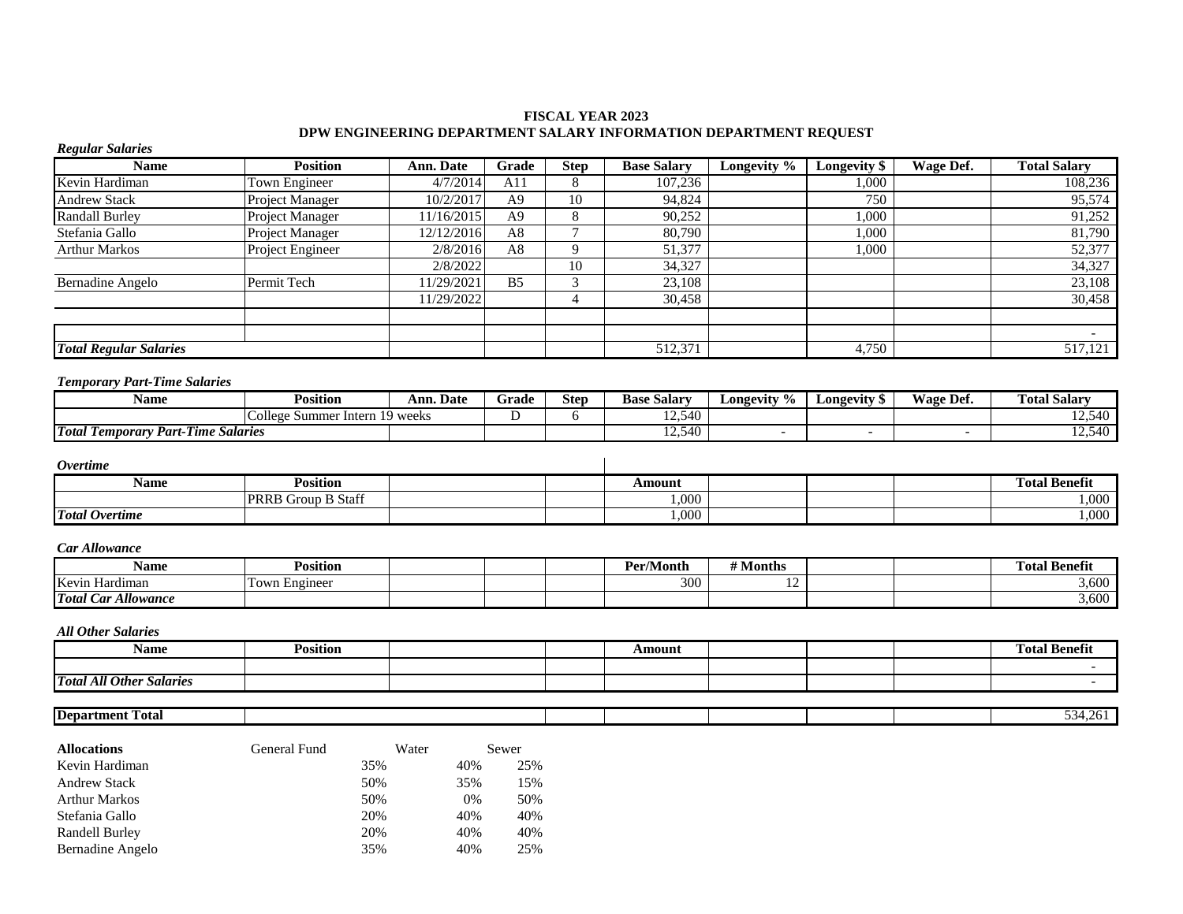**FISCAL YEAR 2023**
**DPW ENGINEERING DEPARTMENT SALARY INFORMATION DEPARTMENT REQUEST**

***Regular Salaries***

| Name | Position | Ann. Date | Grade | Step | Base Salary | Longevity % | Longevity $ | Wage Def. | Total Salary |
|---|---|---|---|---|---|---|---|---|---|
| Kevin Hardiman | Town Engineer | 4/7/2014 | A11 | 8 | 107,236 | | 1,000 | | 108,236 |
| Andrew Stack | Project Manager | 10/2/2017 | A9 | 10 | 94,824 | | 750 | | 95,574 |
| Randall Burley | Project Manager | 11/16/2015 | A9 | 8 | 90,252 | | 1,000 | | 91,252 |
| Stefania Gallo | Project Manager | 12/12/2016 | A8 | 7 | 80,790 | | 1,000 | | 81,790 |
| Arthur Markos | Project Engineer | 2/8/2016 | A8 | 9 | 51,377 | | 1,000 | | 52,377 |
| | | 2/8/2022 | | 10 | 34,327 | | | | 34,327 |
| Bernadine Angelo | Permit Tech | 11/29/2021 | B5 | 3 | 23,108 | | | | 23,108 |
| | | 11/29/2022 | | 4 | 30,458 | | | | 30,458 |
| | | | | | | | | | |
| | | | | | | | | | - |
| ***Total Regular Salaries*** | | | | | 512,371 | | 4,750 | | 517,121 |

***Temporary Part-Time Salaries***

| Name | Position | Ann. Date | Grade | Step | Base Salary | Longevity % | Longevity $ | Wage Def. | Total Salary |
|---|---|---|---|---|---|---|---|---|---|
| | College Summer Intern 19 weeks | | D | 6 | 12,540 | | | | 12,540 |
| ***Total Temporary Part-Time Salaries*** | | | | | 12,540 | - | - | - | 12,540 |

***Overtime***

| Name | Position | | | Amount | | | | Total Benefit |
|---|---|---|---|---|---|---|---|---|
| | PRRB Group B Staff | | | 1,000 | | | | 1,000 |
| ***Total Overtime*** | | | | 1,000 | | | | 1,000 |

***Car Allowance***

| Name | Position | | | | Per/Month | # Months | | | Total Benefit |
|---|---|---|---|---|---|---|---|---|---|
| Kevin Hardiman | Town Engineer | | | | 300 | 12 | | | 3,600 |
| ***Total Car Allowance*** | | | | | | | | | 3,600 |

***All Other Salaries***

| Name | Position | | | Amount | | | | Total Benefit |
|---|---|---|---|---|---|---|---|---|
| | | | | | | | | - |
| ***Total All Other Salaries*** | | | | | | | | - |

| **Department Total** | 534,261 |
|---|---|

| **Allocations** | General Fund | Water | Sewer |
|---|---|---|---|
| Kevin Hardiman | 35% | 40% | 25% |
| Andrew Stack | 50% | 35% | 15% |
| Arthur Markos | 50% | 0% | 50% |
| Stefania Gallo | 20% | 40% | 40% |
| Randell Burley | 20% | 40% | 40% |
| Bernadine Angelo | 35% | 40% | 25% |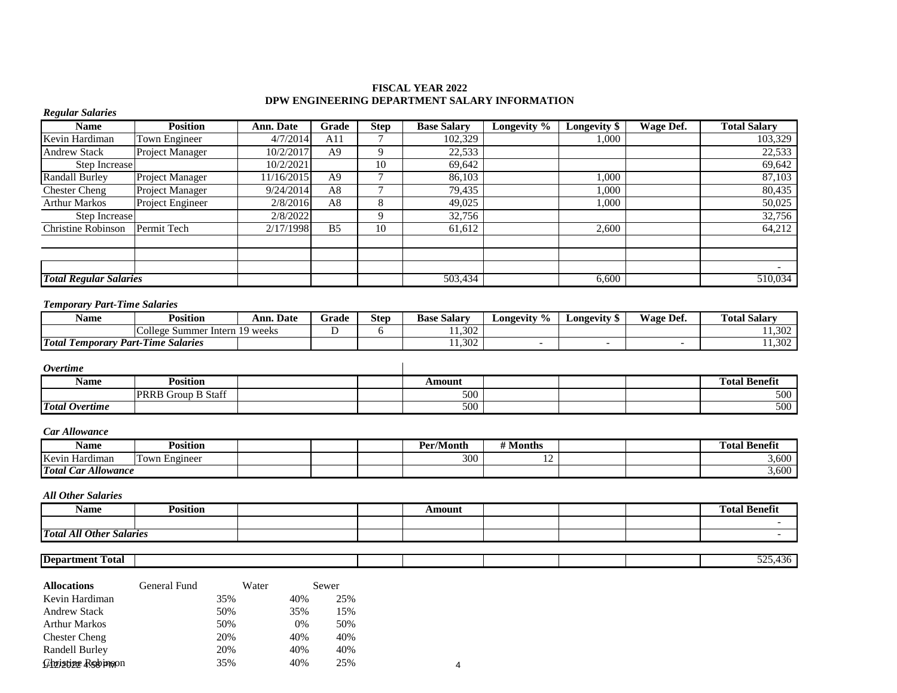# FISCAL YEAR 2022
## DPW ENGINEERING DEPARTMENT SALARY INFORMATION

***Regular Salaries***

| Name | Position | Ann. Date | Grade | Step | Base Salary | Longevity % | Longevity $ | Wage Def. | Total Salary |
|---|---|---|---|---|---|---|---|---|---|
| Kevin Hardiman | Town Engineer | 4/7/2014 | A11 | 7 | 102,329 | | 1,000 | | 103,329 |
| Andrew Stack | Project Manager | 10/2/2017 | A9 | 9 | 22,533 | | | | 22,533 |
| Step Increase | | 10/2/2021 | | 10 | 69,642 | | | | 69,642 |
| Randall Burley | Project Manager | 11/16/2015 | A9 | 7 | 86,103 | | 1,000 | | 87,103 |
| Chester Cheng | Project Manager | 9/24/2014 | A8 | 7 | 79,435 | | 1,000 | | 80,435 |
| Arthur Markos | Project Engineer | 2/8/2016 | A8 | 8 | 49,025 | | 1,000 | | 50,025 |
| Step Increase | | 2/8/2022 | | 9 | 32,756 | | | | 32,756 |
| Christine Robinson | Permit Tech | 2/17/1998 | B5 | 10 | 61,612 | | 2,600 | | 64,212 |
| | | | | | | | | | |
| | | | | | | | | | |
| | | | | | | | | | - |
| ***Total Regular Salaries*** | | | | | 503,434 | | 6,600 | | 510,034 |

***Temporary Part-Time Salaries***

| Name | Position | Ann. Date | Grade | Step | Base Salary | Longevity % | Longevity $ | Wage Def. | Total Salary |
|---|---|---|---|---|---|---|---|---|---|
| | College Summer Intern 19 weeks | | D | 6 | 11,302 | | | | 11,302 |
| ***Total Temporary Part-Time Salaries*** | | | | | 11,302 | - | - | - | 11,302 |

***Overtime***

| Name | Position | | | | Amount | | | | Total Benefit |
|---|---|---|---|---|---|---|---|---|---|
| | PRRB Group B Staff | | | | 500 | | | | 500 |
| ***Total Overtime*** | | | | | 500 | | | | 500 |

***Car Allowance***

| Name | Position | | | | Per/Month | # Months | | | Total Benefit |
|---|---|---|---|---|---|---|---|---|---|
| Kevin Hardiman | Town Engineer | | | | 300 | 12 | | | 3,600 |
| ***Total Car Allowance*** | | | | | | | | | 3,600 |

***All Other Salaries***

| Name | Position | | | | Amount | | | | Total Benefit |
|---|---|---|---|---|---|---|---|---|---|
| | | | | | | | | | - |
| ***Total All Other Salaries*** | | | | | | | | | - |

| **Department Total** | | | | | | | | | 525,436 |
|---|---|---|---|---|---|---|---|---|---|

| **Allocations** | General Fund | Water | Sewer |
|---|---|---|---|
| Kevin Hardiman | 35% | 40% | 25% |
| Andrew Stack | 50% | 35% | 15% |
| Arthur Markos | 50% | 0% | 50% |
| Chester Cheng | 20% | 40% | 40% |
| Randell Burley | 20% | 40% | 40% |
| Christine Robinson | 35% | 40% | 25% |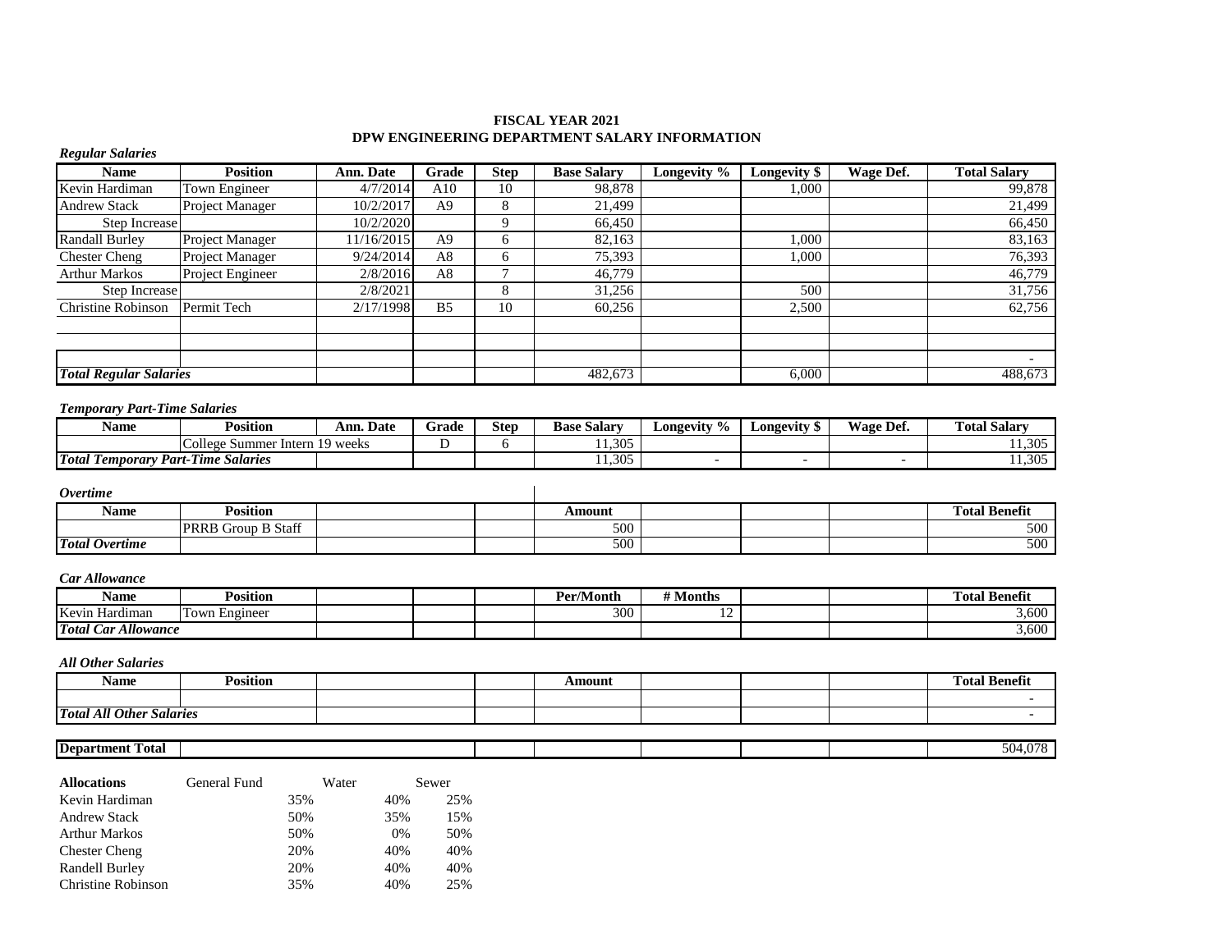# FISCAL YEAR 2021
## DPW ENGINEERING DEPARTMENT SALARY INFORMATION

***Regular Salaries***

| Name | Position | Ann. Date | Grade | Step | Base Salary | Longevity % | Longevity $ | Wage Def. | Total Salary |
|---|---|---|---|---|---|---|---|---|---|
| Kevin Hardiman | Town Engineer | 4/7/2014 | A10 | 10 | 98,878 | | 1,000 | | 99,878 |
| Andrew Stack | Project Manager | 10/2/2017 | A9 | 8 | 21,499 | | | | 21,499 |
| Step Increase | | 10/2/2020 | | 9 | 66,450 | | | | 66,450 |
| Randall Burley | Project Manager | 11/16/2015 | A9 | 6 | 82,163 | | 1,000 | | 83,163 |
| Chester Cheng | Project Manager | 9/24/2014 | A8 | 6 | 75,393 | | 1,000 | | 76,393 |
| Arthur Markos | Project Engineer | 2/8/2016 | A8 | 7 | 46,779 | | | | 46,779 |
| Step Increase | | 2/8/2021 | | 8 | 31,256 | | 500 | | 31,756 |
| Christine Robinson | Permit Tech | 2/17/1998 | B5 | 10 | 60,256 | | 2,500 | | 62,756 |
| | | | | | | | | | |
| | | | | | | | | | |
| | | | | | | | | | - |
| ***Total Regular Salaries*** | | | | | 482,673 | | 6,000 | | 488,673 |

***Temporary Part-Time Salaries***

| Name | Position | Ann. Date | Grade | Step | Base Salary | Longevity % | Longevity $ | Wage Def. | Total Salary |
|---|---|---|---|---|---|---|---|---|---|
| | College Summer Intern 19 weeks | | D | 6 | 11,305 | | | | 11,305 |
| ***Total Temporary Part-Time Salaries*** | | | | | 11,305 | - | - | - | 11,305 |

***Overtime***

| Name | Position | | | | Amount | | | | Total Benefit |
|---|---|---|---|---|---|---|---|---|---|
| | PRRB Group B Staff | | | | 500 | | | | 500 |
| ***Total Overtime*** | | | | | 500 | | | | 500 |

***Car Allowance***

| Name | Position | | | | Per/Month | # Months | | | Total Benefit |
|---|---|---|---|---|---|---|---|---|---|
| Kevin Hardiman | Town Engineer | | | | 300 | 12 | | | 3,600 |
| ***Total Car Allowance*** | | | | | | | | | 3,600 |

***All Other Salaries***

| Name | Position | | | | Amount | | | | Total Benefit |
|---|---|---|---|---|---|---|---|---|---|
| | | | | | | | | | - |
| ***Total All Other Salaries*** | | | | | | | | | - |

| **Department Total** | | | | | | | | | 504,078 |
|---|---|---|---|---|---|---|---|---|---|

| **Allocations** | General Fund | Water | Sewer |
|---|---|---|---|
| Kevin Hardiman | 35% | 40% | 25% |
| Andrew Stack | 50% | 35% | 15% |
| Arthur Markos | 50% | 0% | 50% |
| Chester Cheng | 20% | 40% | 40% |
| Randell Burley | 20% | 40% | 40% |
| Christine Robinson | 35% | 40% | 25% |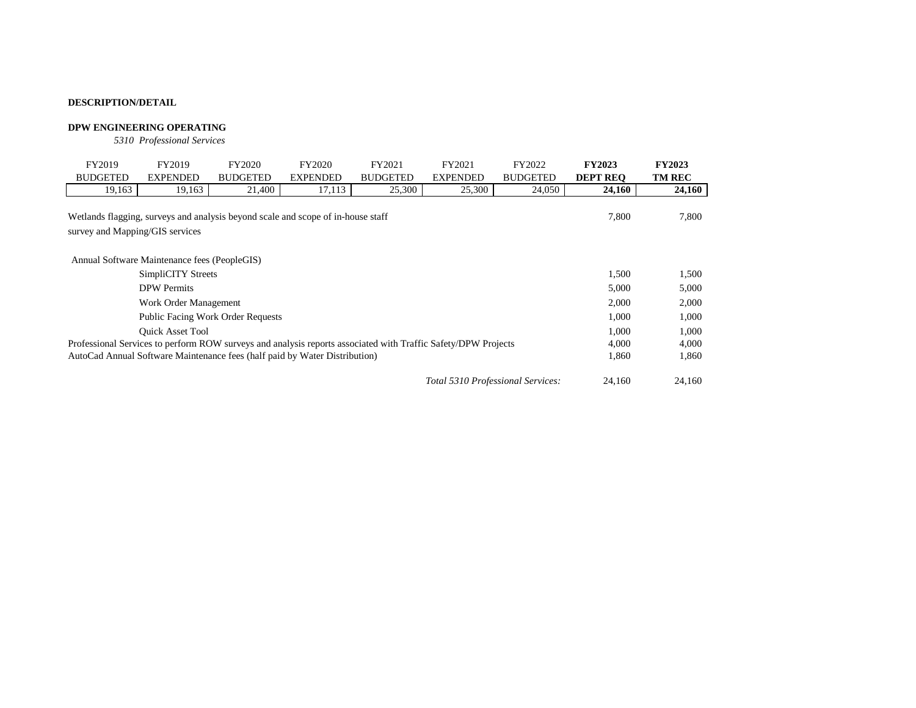**DESCRIPTION/DETAIL**

**DPW ENGINEERING OPERATING**

*5310 Professional Services*

| FY2019 BUDGETED | FY2019 EXPENDED | FY2020 BUDGETED | FY2020 EXPENDED | FY2021 BUDGETED | FY2021 EXPENDED | FY2022 BUDGETED | **FY2023 DEPT REQ** | **FY2023 TM REC** |
|---|---|---|---|---|---|---|---|---|
| 19,163 | 19,163 | 21,400 | 17,113 | 25,300 | 25,300 | 24,050 | **24,160** | **24,160** |

| Description | FY2023 DEPT REQ | FY2023 TM REC |
|---|---|---|
| Wetlands flagging, surveys and analysis beyond scale and scope of in-house staff survey and Mapping/GIS services | 7,800 | 7,800 |
| Annual Software Maintenance fees (PeopleGIS) | | |
| SimpliCITY Streets | 1,500 | 1,500 |
| DPW Permits | 5,000 | 5,000 |
| Work Order Management | 2,000 | 2,000 |
| Public Facing Work Order Requests | 1,000 | 1,000 |
| Quick Asset Tool | 1,000 | 1,000 |
| Professional Services to perform ROW surveys and analysis reports associated with Traffic Safety/DPW Projects | 4,000 | 4,000 |
| AutoCad Annual Software Maintenance fees (half paid by Water Distribution) | 1,860 | 1,860 |
| *Total 5310 Professional Services:* | 24,160 | 24,160 |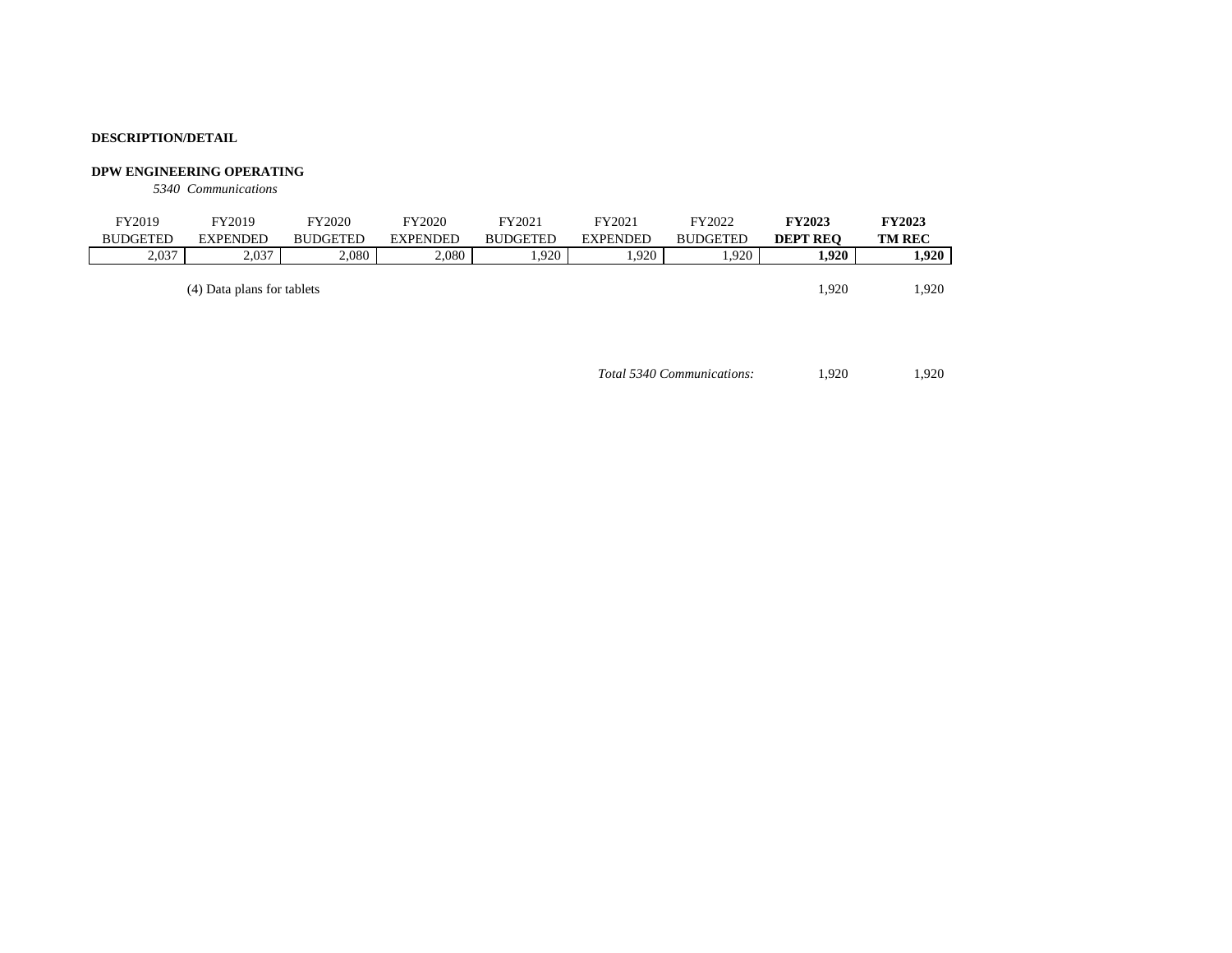**DESCRIPTION/DETAIL**

**DPW ENGINEERING OPERATING**

*5340 Communications*

| FY2019 BUDGETED | FY2019 EXPENDED | FY2020 BUDGETED | FY2020 EXPENDED | FY2021 BUDGETED | FY2021 EXPENDED | FY2022 BUDGETED | **FY2023 DEPT REQ** | **FY2023 TM REC** |
|---|---|---|---|---|---|---|---|---|
| 2,037 | 2,037 | 2,080 | 2,080 | 1,920 | 1,920 | 1,920 | **1,920** | **1,920** |

| Description | FY2023 DEPT REQ | FY2023 TM REC |
|---|---|---|
| (4) Data plans for tablets | 1,920 | 1,920 |
| *Total 5340 Communications:* | 1,920 | 1,920 |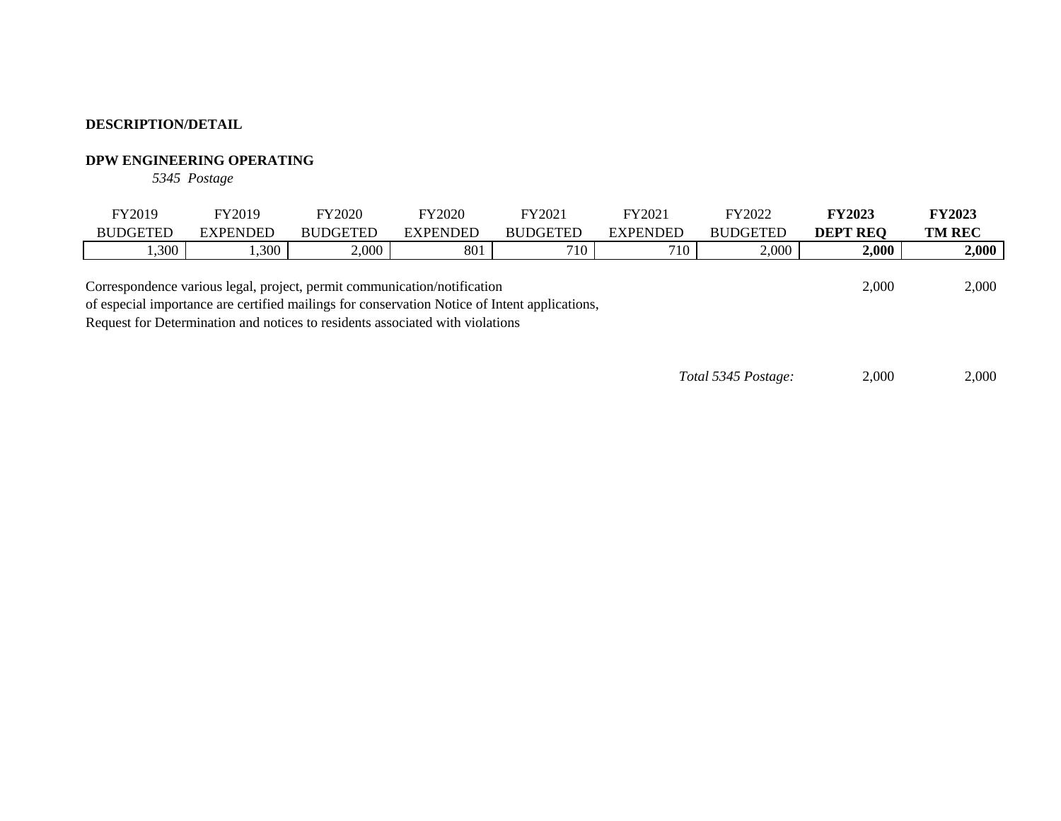**DESCRIPTION/DETAIL**

**DPW ENGINEERING OPERATING**

*5345 Postage*

| FY2019 BUDGETED | FY2019 EXPENDED | FY2020 BUDGETED | FY2020 EXPENDED | FY2021 BUDGETED | FY2021 EXPENDED | FY2022 BUDGETED | **FY2023 DEPT REQ** | **FY2023 TM REC** |
|---|---|---|---|---|---|---|---|---|
| 1,300 | 1,300 | 2,000 | 801 | 710 | 710 | 2,000 | **2,000** | **2,000** |

| Description | FY2023 DEPT REQ | FY2023 TM REC |
|---|---|---|
| Correspondence various legal, project, permit communication/notification of especial importance are certified mailings for conservation Notice of Intent applications, Request for Determination and notices to residents associated with violations | 2,000 | 2,000 |
| *Total 5345 Postage:* | 2,000 | 2,000 |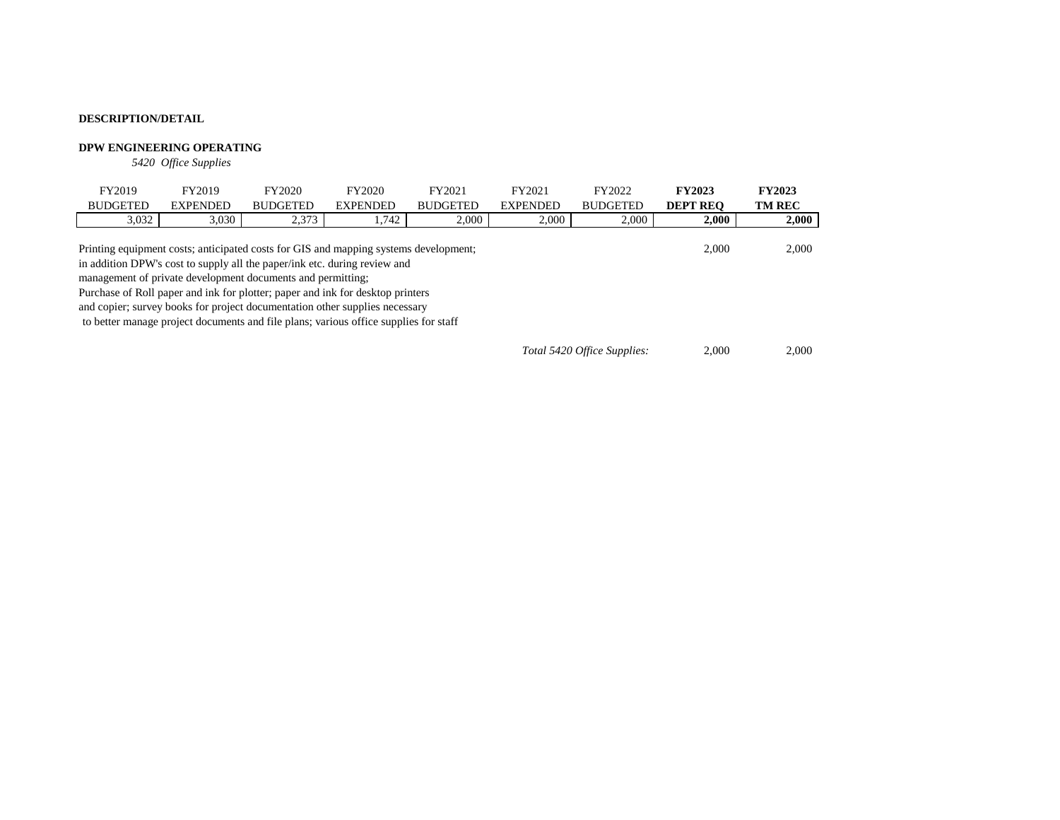**DESCRIPTION/DETAIL**

**DPW ENGINEERING OPERATING**

*5420 Office Supplies*

| FY2019 BUDGETED | FY2019 EXPENDED | FY2020 BUDGETED | FY2020 EXPENDED | FY2021 BUDGETED | FY2021 EXPENDED | FY2022 BUDGETED | **FY2023 DEPT REQ** | **FY2023 TM REC** |
|---|---|---|---|---|---|---|---|---|
| 3,032 | 3,030 | 2,373 | 1,742 | 2,000 | 2,000 | 2,000 | **2,000** | **2,000** |

| Description | FY2023 DEPT REQ | FY2023 TM REC |
|---|---|---|
| Printing equipment costs; anticipated costs for GIS and mapping systems development; in addition DPW's cost to supply all the paper/ink etc. during review and management of private development documents and permitting; Purchase of Roll paper and ink for plotter; paper and ink for desktop printers and copier; survey books for project documentation other supplies necessary to better manage project documents and file plans; various office supplies for staff | 2,000 | 2,000 |
| *Total 5420 Office Supplies:* | 2,000 | 2,000 |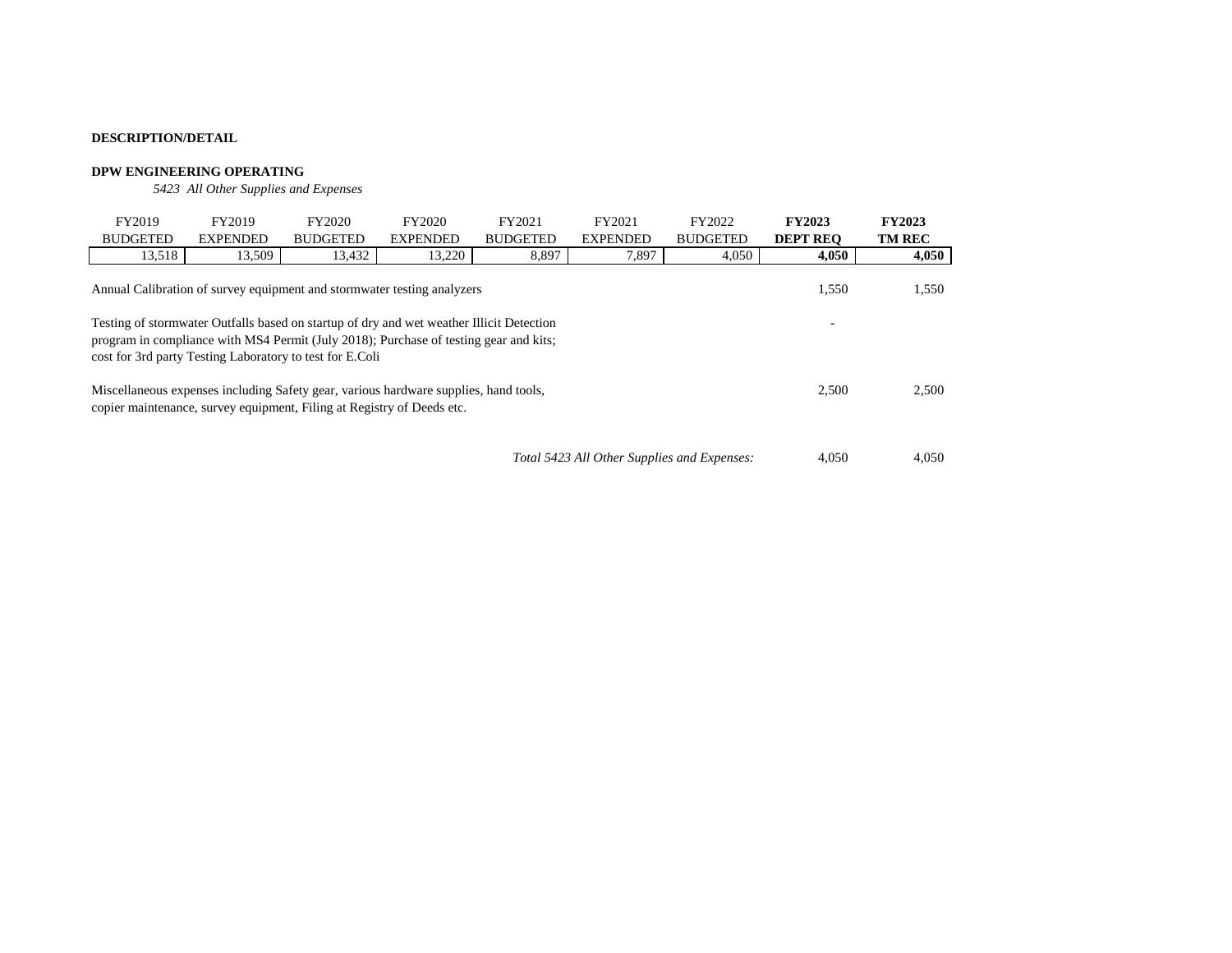**DESCRIPTION/DETAIL**

**DPW ENGINEERING OPERATING**

*5423 All Other Supplies and Expenses*

| FY2019 BUDGETED | FY2019 EXPENDED | FY2020 BUDGETED | FY2020 EXPENDED | FY2021 BUDGETED | FY2021 EXPENDED | FY2022 BUDGETED | **FY2023 DEPT REQ** | **FY2023 TM REC** |
|---|---|---|---|---|---|---|---|---|
| 13,518 | 13,509 | 13,432 | 13,220 | 8,897 | 7,897 | 4,050 | **4,050** | **4,050** |

| Description | FY2023 DEPT REQ | FY2023 TM REC |
|---|---|---|
| Annual Calibration of survey equipment and stormwater testing analyzers | 1,550 | 1,550 |
| Testing of stormwater Outfalls based on startup of dry and wet weather Illicit Detection program in compliance with MS4 Permit (July 2018); Purchase of testing gear and kits; cost for 3rd party Testing Laboratory to test for E.Coli | - | |
| Miscellaneous expenses including Safety gear, various hardware supplies, hand tools, copier maintenance, survey equipment, Filing at Registry of Deeds etc. | 2,500 | 2,500 |
| *Total 5423 All Other Supplies and Expenses:* | 4,050 | 4,050 |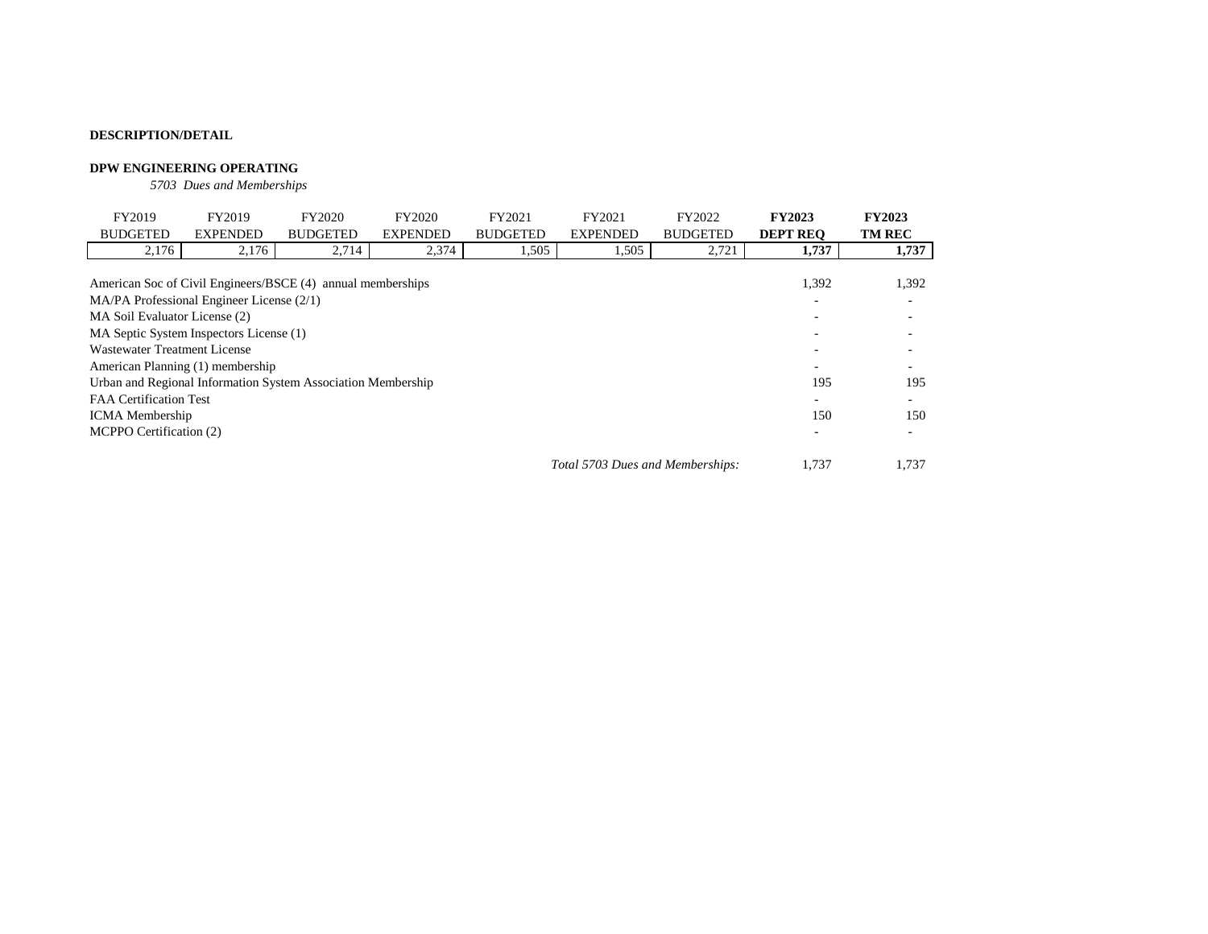**DESCRIPTION/DETAIL**

**DPW ENGINEERING OPERATING**

*5703 Dues and Memberships*

| FY2019 BUDGETED | FY2019 EXPENDED | FY2020 BUDGETED | FY2020 EXPENDED | FY2021 BUDGETED | FY2021 EXPENDED | FY2022 BUDGETED | **FY2023 DEPT REQ** | **FY2023 TM REC** |
|---|---|---|---|---|---|---|---|---|
| 2,176 | 2,176 | 2,714 | 2,374 | 1,505 | 1,505 | 2,721 | **1,737** | **1,737** |

| Description | FY2023 DEPT REQ | FY2023 TM REC |
|---|---|---|
| American Soc of Civil Engineers/BSCE (4) annual memberships | 1,392 | 1,392 |
| MA/PA Professional Engineer License (2/1) | - | - |
| MA Soil Evaluator License (2) | - | - |
| MA Septic System Inspectors License (1) | - | - |
| Wastewater Treatment License | - | - |
| American Planning (1) membership | - | - |
| Urban and Regional Information System Association Membership | 195 | 195 |
| FAA Certification Test | - | - |
| ICMA Membership | 150 | 150 |
| MCPPO Certification (2) | - | - |
| *Total 5703 Dues and Memberships:* | 1,737 | 1,737 |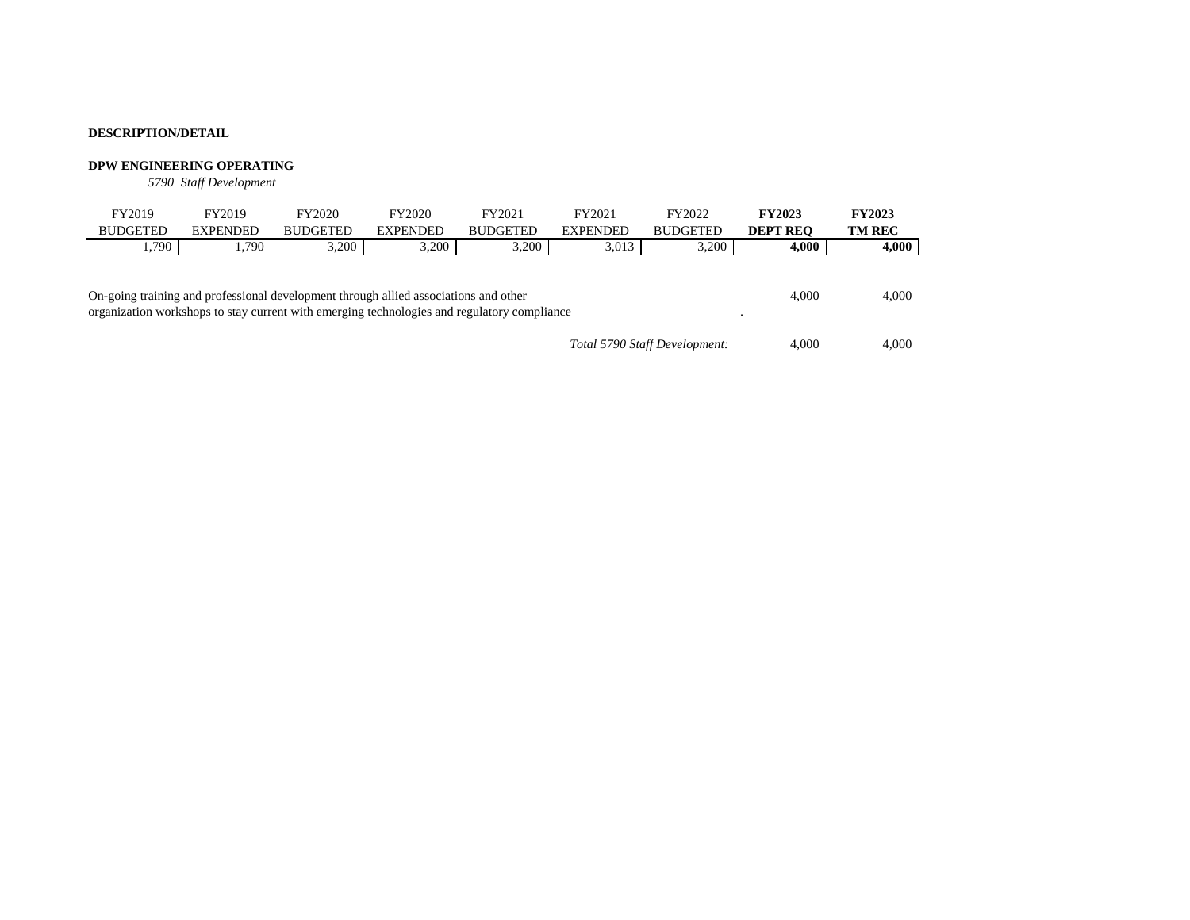**DESCRIPTION/DETAIL**

**DPW ENGINEERING OPERATING**

*5790 Staff Development*

| FY2019 BUDGETED | FY2019 EXPENDED | FY2020 BUDGETED | FY2020 EXPENDED | FY2021 BUDGETED | FY2021 EXPENDED | FY2022 BUDGETED | **FY2023 DEPT REQ** | **FY2023 TM REC** |
|---|---|---|---|---|---|---|---|---|
| 1,790 | 1,790 | 3,200 | 3,200 | 3,200 | 3,013 | 3,200 | **4,000** | **4,000** |

| Description | FY2023 DEPT REQ | FY2023 TM REC |
|---|---|---|
| On-going training and professional development through allied associations and other organization workshops to stay current with emerging technologies and regulatory compliance | 4,000 | 4,000 |
| *Total 5790 Staff Development:* | 4,000 | 4,000 |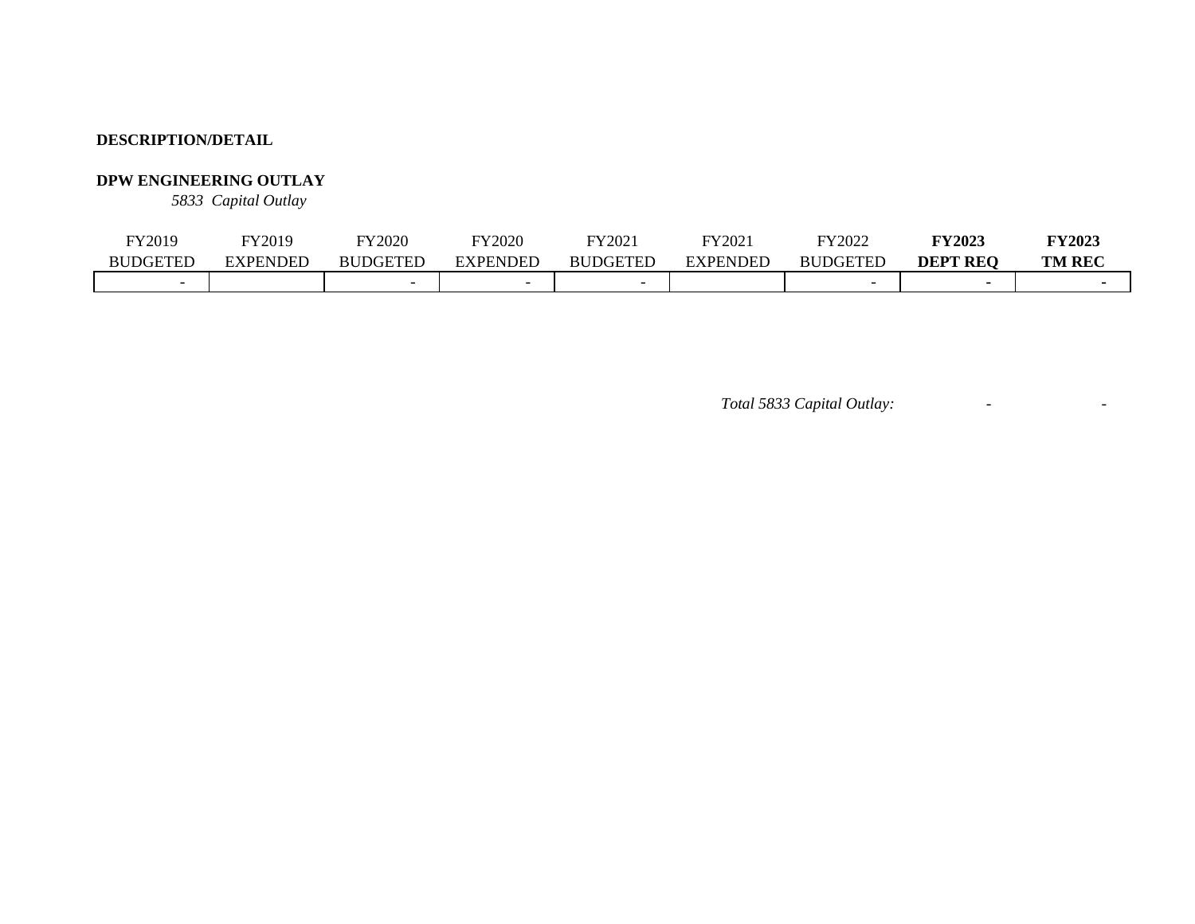**DESCRIPTION/DETAIL**

**DPW ENGINEERING OUTLAY**

*5833 Capital Outlay*

| FY2019 BUDGETED | FY2019 EXPENDED | FY2020 BUDGETED | FY2020 EXPENDED | FY2021 BUDGETED | FY2021 EXPENDED | FY2022 BUDGETED | **FY2023 DEPT REQ** | **FY2023 TM REC** |
|---|---|---|---|---|---|---|---|---|
| - | | - | - | - | | - | - | - |

*Total 5833 Capital Outlay:* - -